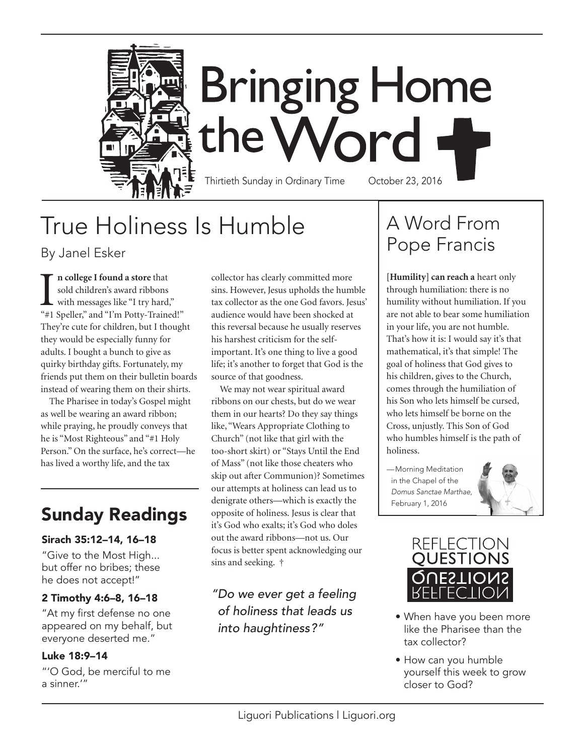# Bringing Home the Word

Thirtieth Sunday in Ordinary Time — October 23, 2016

## True Holiness Is Humble

By Janel Esker

**In college I found a store** that sold children's award ribbons with messages like "I try hard," "#1 Speller," and "I'm Potty-Trained!" They're cute for children, but I thought they would be especially funny for adults. I bought a bunch to give as quirky birthday gifts. Fortunately, my friends put them on their bulletin boards instead of wearing them on their shirts.

The Pharisee in today's Gospel might as well be wearing an award ribbon; while praying, he proudly conveys that he is "Most Righteous" and "#1 Holy Person." On the surface, he's correct—he has lived a worthy life, and the tax collector has clearly committed more sins. However, Jesus upholds the humble tax collector as the one God favors. Jesus' audience would have been shocked at this reversal because he usually reserves his harshest criticism for the self-important. It's one thing to live a good life; it's another to forget that God is the source of that goodness.

We may not wear spiritual award ribbons on our chests, but do we wear them in our hearts? Do they say things like, "Wears Appropriate Clothing to Church" (not like that girl with the too-short skirt) or "Stays Until the End of Mass" (not like those cheaters who skip out after Communion)? Sometimes our attempts at holiness can lead us to denigrate others—which is exactly the opposite of holiness. Jesus is clear that it's God who exalts; it's God who doles out the award ribbons—not us. Our focus is better spent acknowledging our sins and seeking. †

*"Do we ever get a feeling of holiness that leads us into haughtiness?"*

## Sunday Readings

### Sirach 35:12–14, 16–18

"Give to the Most High... but offer no bribes; these he does not accept!"

### 2 Timothy 4:6–8, 16–18

"At my first defense no one appeared on my behalf, but everyone deserted me."

### Luke 18:9–14

"'O God, be merciful to me a sinner.'"

## A Word From Pope Francis

**[Humility] can reach a** heart only through humiliation: there is no humility without humiliation. If you are not able to bear some humiliation in your life, you are not humble. That's how it is: I would say it's that mathematical, it's that simple! The goal of holiness that God gives to his children, gives to the Church, comes through the humiliation of his Son who lets himself be cursed, who lets himself be borne on the Cross, unjustly. This Son of God who humbles himself is the path of holiness.

—Morning Meditation in the Chapel of the *Domus Sanctae Marthae*, February 1, 2016

## Reflection Questions

- When have you been more like the Pharisee than the tax collector?
- How can you humble yourself this week to grow closer to God?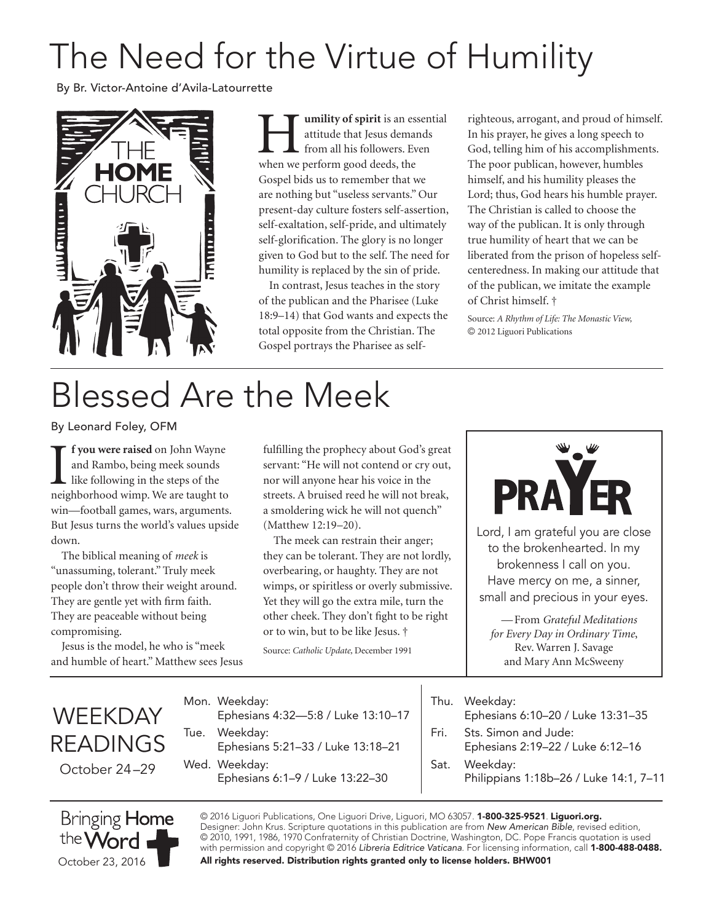# The Need for the Virtue of Humility

By Br. Victor-Antoine d'Avila-Latourrette

THE HOME CHURCH

**Humility of spirit** is an essential attitude that Jesus demands from all his followers. Even when we perform good deeds, the Gospel bids us to remember that we are nothing but "useless servants." Our present-day culture fosters self-assertion, self-exaltation, self-pride, and ultimately self-glorification. The glory is no longer given to God but to the self. The need for humility is replaced by the sin of pride.

In contrast, Jesus teaches in the story of the publican and the Pharisee (Luke 18:9–14) that God wants and expects the total opposite from the Christian. The Gospel portrays the Pharisee as self-righteous, arrogant, and proud of himself. In his prayer, he gives a long speech to God, telling him of his accomplishments. The poor publican, however, humbles himself, and his humility pleases the Lord; thus, God hears his humble prayer. The Christian is called to choose the way of the publican. It is only through true humility of heart that we can be liberated from the prison of hopeless self-centeredness. In making our attitude that of the publican, we imitate the example of Christ himself. †

Source: *A Rhythm of Life: The Monastic View,* © 2012 Liguori Publications

# Blessed Are the Meek

By Leonard Foley, OFM

**If you were raised** on John Wayne and Rambo, being meek sounds like following in the steps of the neighborhood wimp. We are taught to win—football games, wars, arguments. But Jesus turns the world's values upside down.

The biblical meaning of *meek* is "unassuming, tolerant." Truly meek people don't throw their weight around. They are gentle yet with firm faith. They are peaceable without being compromising.

Jesus is the model, he who is "meek and humble of heart." Matthew sees Jesus fulfilling the prophecy about God's great servant: "He will not contend or cry out, nor will anyone hear his voice in the streets. A bruised reed he will not break, a smoldering wick he will not quench" (Matthew 12:19–20).

The meek can restrain their anger; they can be tolerant. They are not lordly, overbearing, or haughty. They are not wimps, or spiritless or overly submissive. Yet they will go the extra mile, turn the other cheek. They don't fight to be right or to win, but to be like Jesus. †

Source: *Catholic Update,* December 1991

## PRAYER

Lord, I am grateful you are close to the brokenhearted. In my brokenness I call on you. Have mercy on me, a sinner, small and precious in your eyes.

—From *Grateful Meditations for Every Day in Ordinary Time*, Rev. Warren J. Savage and Mary Ann McSweeny

## WEEKDAY READINGS

October 24–29

- Mon. Weekday: Ephesians 4:32—5:8 / Luke 13:10–17
- Tue. Weekday: Ephesians 5:21–33 / Luke 13:18–21
- Wed. Weekday: Ephesians 6:1–9 / Luke 13:22–30
- Thu. Weekday: Ephesians 6:10–20 / Luke 13:31–35
- Fri. Sts. Simon and Jude: Ephesians 2:19–22 / Luke 6:12–16
- Sat. Weekday: Philippians 1:18b–26 / Luke 14:1, 7–11

Bringing Home the Word
October 23, 2016

© 2016 Liguori Publications, One Liguori Drive, Liguori, MO 63057. **1-800-325-9521**. **Liguori.org.** Designer: John Krus. Scripture quotations in this publication are from *New American Bible*, revised edition, © 2010, 1991, 1986, 1970 Confraternity of Christian Doctrine, Washington, DC. Pope Francis quotation is used with permission and copyright © 2016 *Libreria Editrice Vaticana*. For licensing information, call **1-800-488-0488.**

**All rights reserved. Distribution rights granted only to license holders. BHW001**